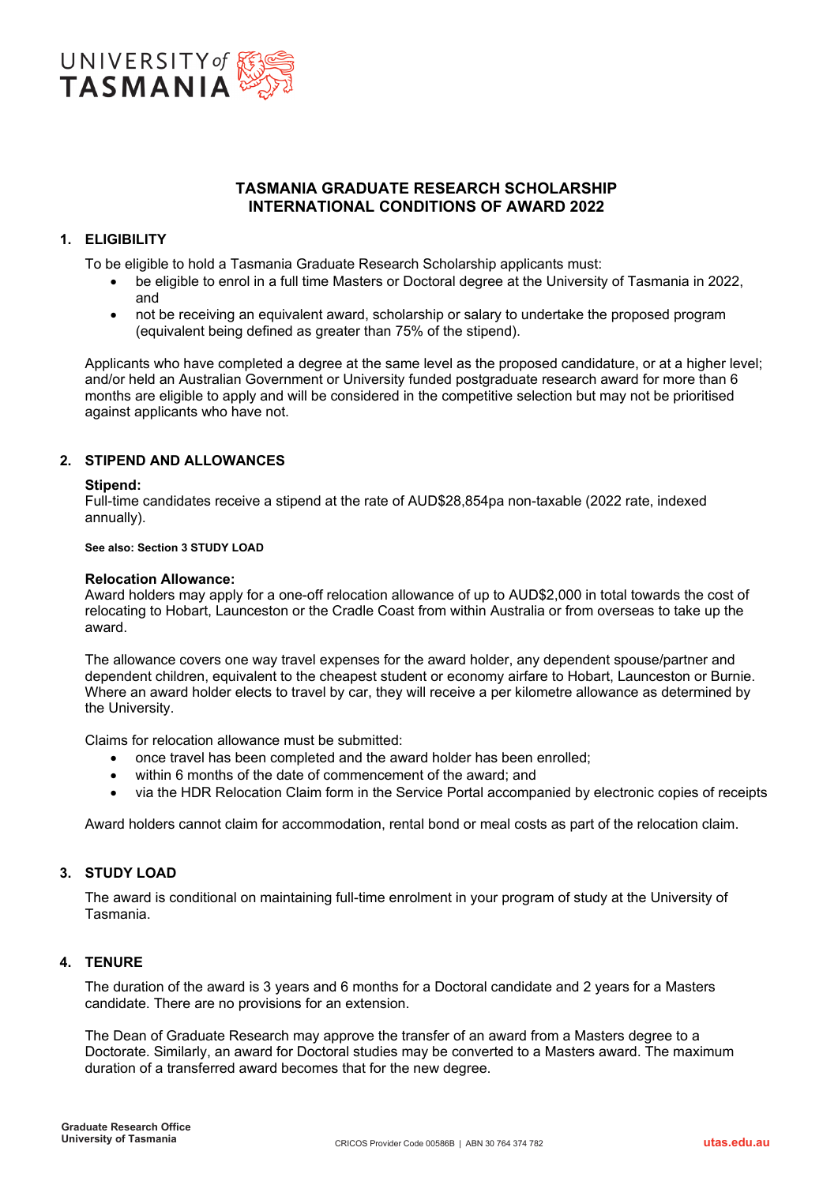# TASMANIA GRADUATE RESEARCH SCHOLARSHIP INTERNATIONAL CONDITIONS OF AWARD 2022

## 1. ELIGIBILITY

To be eligible to hold a Tasmania Graduate Research Scholarship applicants must:

- be eligible to enrol in a full time Masters or Doctoral degree at the University of Tasmania in 2022, and
- not be receiving an equivalent award, scholarship or salary to undertake the proposed program (equivalent being defined as greater than 75% of the stipend).

Applicants who have completed a degree at the same level as the proposed candidature, or at a higher level; and/or held an Australian Government or University funded postgraduate research award for more than 6 months are eligible to apply and will be considered in the competitive selection but may not be prioritised against applicants who have not.

## 2. STIPEND AND ALLOWANCES

**Stipend:**
Full-time candidates receive a stipend at the rate of AUD$28,854pa non-taxable (2022 rate, indexed annually).

**See also: Section 3 STUDY LOAD**

**Relocation Allowance:**
Award holders may apply for a one-off relocation allowance of up to AUD$2,000 in total towards the cost of relocating to Hobart, Launceston or the Cradle Coast from within Australia or from overseas to take up the award.

The allowance covers one way travel expenses for the award holder, any dependent spouse/partner and dependent children, equivalent to the cheapest student or economy airfare to Hobart, Launceston or Burnie. Where an award holder elects to travel by car, they will receive a per kilometre allowance as determined by the University.

Claims for relocation allowance must be submitted:

- once travel has been completed and the award holder has been enrolled;
- within 6 months of the date of commencement of the award; and
- via the HDR Relocation Claim form in the Service Portal accompanied by electronic copies of receipts

Award holders cannot claim for accommodation, rental bond or meal costs as part of the relocation claim.

## 3. STUDY LOAD

The award is conditional on maintaining full-time enrolment in your program of study at the University of Tasmania.

## 4. TENURE

The duration of the award is 3 years and 6 months for a Doctoral candidate and 2 years for a Masters candidate. There are no provisions for an extension.

The Dean of Graduate Research may approve the transfer of an award from a Masters degree to a Doctorate. Similarly, an award for Doctoral studies may be converted to a Masters award. The maximum duration of a transferred award becomes that for the new degree.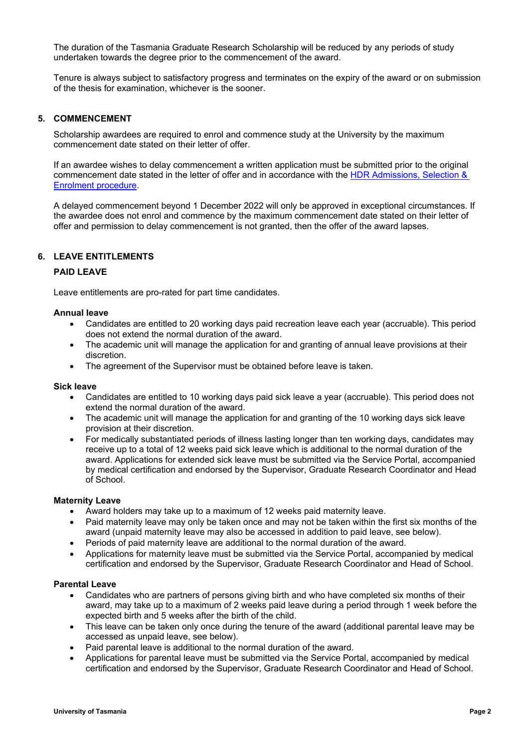The duration of the Tasmania Graduate Research Scholarship will be reduced by any periods of study undertaken towards the degree prior to the commencement of the award.

Tenure is always subject to satisfactory progress and terminates on the expiry of the award or on submission of the thesis for examination, whichever is the sooner.

## 5. COMMENCEMENT

Scholarship awardees are required to enrol and commence study at the University by the maximum commencement date stated on their letter of offer.

If an awardee wishes to delay commencement a written application must be submitted prior to the original commencement date stated in the letter of offer and in accordance with the [HDR Admissions, Selection & Enrolment procedure](#).

A delayed commencement beyond 1 December 2022 will only be approved in exceptional circumstances. If the awardee does not enrol and commence by the maximum commencement date stated on their letter of offer and permission to delay commencement is not granted, then the offer of the award lapses.

## 6. LEAVE ENTITLEMENTS

### PAID LEAVE

Leave entitlements are pro-rated for part time candidates.

**Annual leave**

- Candidates are entitled to 20 working days paid recreation leave each year (accruable). This period does not extend the normal duration of the award.
- The academic unit will manage the application for and granting of annual leave provisions at their discretion.
- The agreement of the Supervisor must be obtained before leave is taken.

**Sick leave**

- Candidates are entitled to 10 working days paid sick leave a year (accruable). This period does not extend the normal duration of the award.
- The academic unit will manage the application for and granting of the 10 working days sick leave provision at their discretion.
- For medically substantiated periods of illness lasting longer than ten working days, candidates may receive up to a total of 12 weeks paid sick leave which is additional to the normal duration of the award. Applications for extended sick leave must be submitted via the Service Portal, accompanied by medical certification and endorsed by the Supervisor, Graduate Research Coordinator and Head of School.

**Maternity Leave**

- Award holders may take up to a maximum of 12 weeks paid maternity leave.
- Paid maternity leave may only be taken once and may not be taken within the first six months of the award (unpaid maternity leave may also be accessed in addition to paid leave, see below).
- Periods of paid maternity leave are additional to the normal duration of the award.
- Applications for maternity leave must be submitted via the Service Portal, accompanied by medical certification and endorsed by the Supervisor, Graduate Research Coordinator and Head of School.

**Parental Leave**

- Candidates who are partners of persons giving birth and who have completed six months of their award, may take up to a maximum of 2 weeks paid leave during a period through 1 week before the expected birth and 5 weeks after the birth of the child.
- This leave can be taken only once during the tenure of the award (additional parental leave may be accessed as unpaid leave, see below).
- Paid parental leave is additional to the normal duration of the award.
- Applications for parental leave must be submitted via the Service Portal, accompanied by medical certification and endorsed by the Supervisor, Graduate Research Coordinator and Head of School.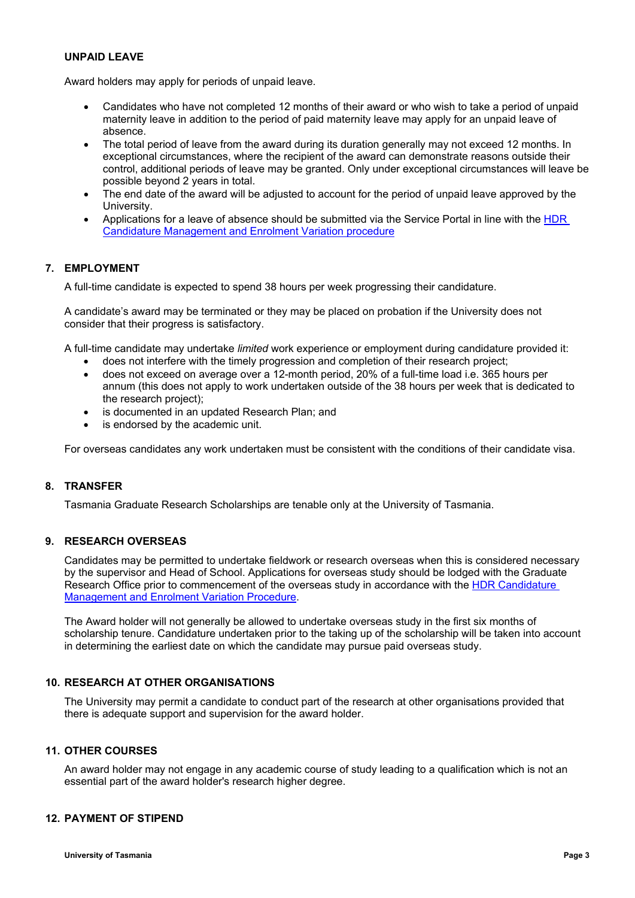### UNPAID LEAVE

Award holders may apply for periods of unpaid leave.

- Candidates who have not completed 12 months of their award or who wish to take a period of unpaid maternity leave in addition to the period of paid maternity leave may apply for an unpaid leave of absence.
- The total period of leave from the award during its duration generally may not exceed 12 months. In exceptional circumstances, where the recipient of the award can demonstrate reasons outside their control, additional periods of leave may be granted. Only under exceptional circumstances will leave be possible beyond 2 years in total.
- The end date of the award will be adjusted to account for the period of unpaid leave approved by the University.
- Applications for a leave of absence should be submitted via the Service Portal in line with the [HDR Candidature Management and Enrolment Variation procedure]

## 7. EMPLOYMENT

A full-time candidate is expected to spend 38 hours per week progressing their candidature.

A candidate's award may be terminated or they may be placed on probation if the University does not consider that their progress is satisfactory.

A full-time candidate may undertake *limited* work experience or employment during candidature provided it:

- does not interfere with the timely progression and completion of their research project;
- does not exceed on average over a 12-month period, 20% of a full-time load i.e. 365 hours per annum (this does not apply to work undertaken outside of the 38 hours per week that is dedicated to the research project);
- is documented in an updated Research Plan; and
- is endorsed by the academic unit.

For overseas candidates any work undertaken must be consistent with the conditions of their candidate visa.

## 8. TRANSFER

Tasmania Graduate Research Scholarships are tenable only at the University of Tasmania.

## 9. RESEARCH OVERSEAS

Candidates may be permitted to undertake fieldwork or research overseas when this is considered necessary by the supervisor and Head of School. Applications for overseas study should be lodged with the Graduate Research Office prior to commencement of the overseas study in accordance with the [HDR Candidature Management and Enrolment Variation Procedure].

The Award holder will not generally be allowed to undertake overseas study in the first six months of scholarship tenure. Candidature undertaken prior to the taking up of the scholarship will be taken into account in determining the earliest date on which the candidate may pursue paid overseas study.

## 10. RESEARCH AT OTHER ORGANISATIONS

The University may permit a candidate to conduct part of the research at other organisations provided that there is adequate support and supervision for the award holder.

## 11. OTHER COURSES

An award holder may not engage in any academic course of study leading to a qualification which is not an essential part of the award holder's research higher degree.

## 12. PAYMENT OF STIPEND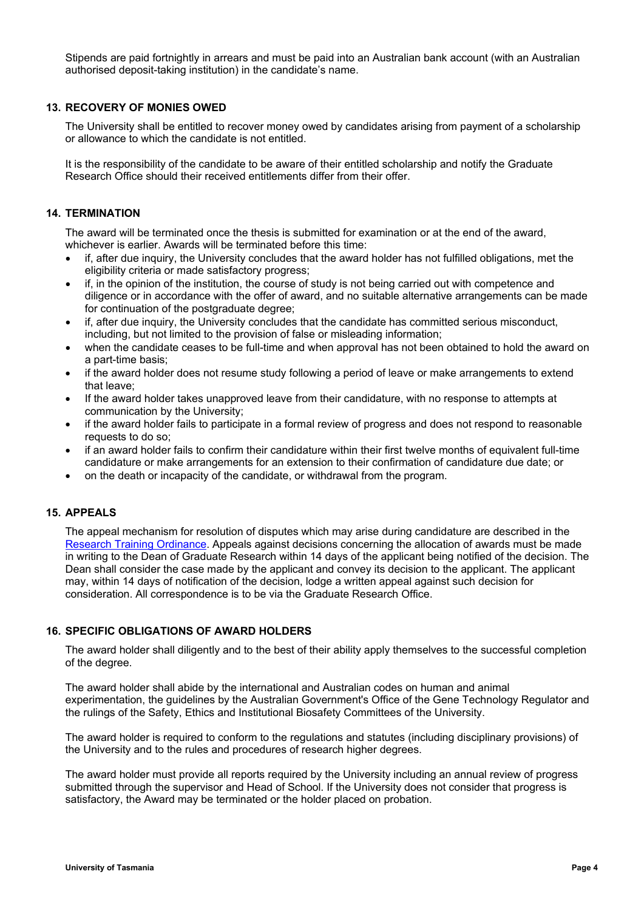Stipends are paid fortnightly in arrears and must be paid into an Australian bank account (with an Australian authorised deposit-taking institution) in the candidate's name.

## 13. RECOVERY OF MONIES OWED

The University shall be entitled to recover money owed by candidates arising from payment of a scholarship or allowance to which the candidate is not entitled.

It is the responsibility of the candidate to be aware of their entitled scholarship and notify the Graduate Research Office should their received entitlements differ from their offer.

## 14. TERMINATION

The award will be terminated once the thesis is submitted for examination or at the end of the award, whichever is earlier. Awards will be terminated before this time:

- if, after due inquiry, the University concludes that the award holder has not fulfilled obligations, met the eligibility criteria or made satisfactory progress;
- if, in the opinion of the institution, the course of study is not being carried out with competence and diligence or in accordance with the offer of award, and no suitable alternative arrangements can be made for continuation of the postgraduate degree;
- if, after due inquiry, the University concludes that the candidate has committed serious misconduct, including, but not limited to the provision of false or misleading information;
- when the candidate ceases to be full-time and when approval has not been obtained to hold the award on a part-time basis;
- if the award holder does not resume study following a period of leave or make arrangements to extend that leave;
- If the award holder takes unapproved leave from their candidature, with no response to attempts at communication by the University;
- if the award holder fails to participate in a formal review of progress and does not respond to reasonable requests to do so;
- if an award holder fails to confirm their candidature within their first twelve months of equivalent full-time candidature or make arrangements for an extension to their confirmation of candidature due date; or
- on the death or incapacity of the candidate, or withdrawal from the program.

## 15. APPEALS

The appeal mechanism for resolution of disputes which may arise during candidature are described in the [Research Training Ordinance](). Appeals against decisions concerning the allocation of awards must be made in writing to the Dean of Graduate Research within 14 days of the applicant being notified of the decision. The Dean shall consider the case made by the applicant and convey its decision to the applicant. The applicant may, within 14 days of notification of the decision, lodge a written appeal against such decision for consideration. All correspondence is to be via the Graduate Research Office.

## 16. SPECIFIC OBLIGATIONS OF AWARD HOLDERS

The award holder shall diligently and to the best of their ability apply themselves to the successful completion of the degree.

The award holder shall abide by the international and Australian codes on human and animal experimentation, the guidelines by the Australian Government's Office of the Gene Technology Regulator and the rulings of the Safety, Ethics and Institutional Biosafety Committees of the University.

The award holder is required to conform to the regulations and statutes (including disciplinary provisions) of the University and to the rules and procedures of research higher degrees.

The award holder must provide all reports required by the University including an annual review of progress submitted through the supervisor and Head of School. If the University does not consider that progress is satisfactory, the Award may be terminated or the holder placed on probation.